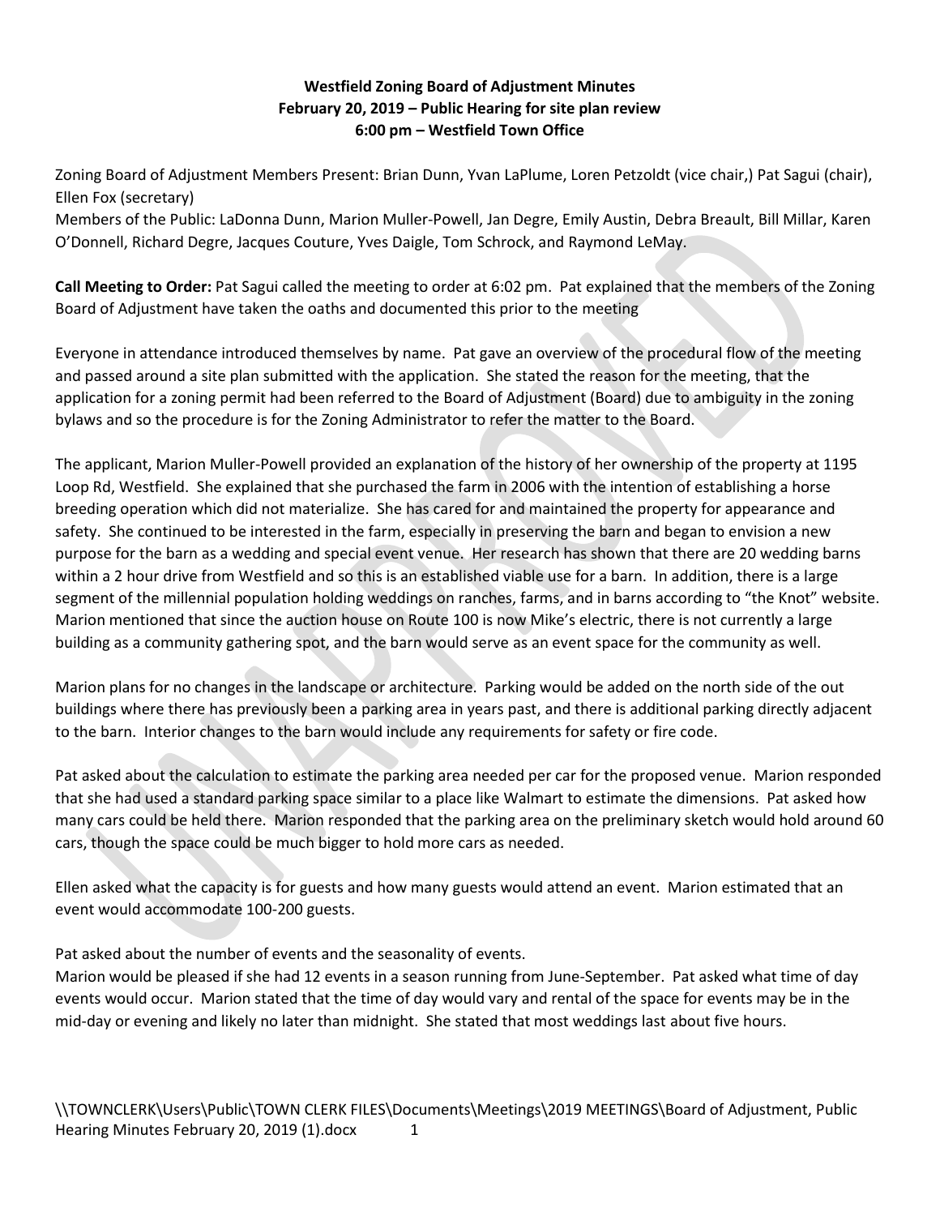**Westfield Zoning Board of Adjustment Minutes**
**February 20, 2019 – Public Hearing for site plan review**
**6:00 pm – Westfield Town Office**

Zoning Board of Adjustment Members Present: Brian Dunn, Yvan LaPlume, Loren Petzoldt (vice chair,) Pat Sagui (chair), Ellen Fox (secretary)
Members of the Public: LaDonna Dunn, Marion Muller-Powell, Jan Degre, Emily Austin, Debra Breault, Bill Millar, Karen O'Donnell, Richard Degre, Jacques Couture, Yves Daigle, Tom Schrock, and Raymond LeMay.

**Call Meeting to Order:** Pat Sagui called the meeting to order at 6:02 pm. Pat explained that the members of the Zoning Board of Adjustment have taken the oaths and documented this prior to the meeting

Everyone in attendance introduced themselves by name. Pat gave an overview of the procedural flow of the meeting and passed around a site plan submitted with the application. She stated the reason for the meeting, that the application for a zoning permit had been referred to the Board of Adjustment (Board) due to ambiguity in the zoning bylaws and so the procedure is for the Zoning Administrator to refer the matter to the Board.

The applicant, Marion Muller-Powell provided an explanation of the history of her ownership of the property at 1195 Loop Rd, Westfield. She explained that she purchased the farm in 2006 with the intention of establishing a horse breeding operation which did not materialize. She has cared for and maintained the property for appearance and safety. She continued to be interested in the farm, especially in preserving the barn and began to envision a new purpose for the barn as a wedding and special event venue. Her research has shown that there are 20 wedding barns within a 2 hour drive from Westfield and so this is an established viable use for a barn. In addition, there is a large segment of the millennial population holding weddings on ranches, farms, and in barns according to "the Knot" website. Marion mentioned that since the auction house on Route 100 is now Mike's electric, there is not currently a large building as a community gathering spot, and the barn would serve as an event space for the community as well.

Marion plans for no changes in the landscape or architecture. Parking would be added on the north side of the out buildings where there has previously been a parking area in years past, and there is additional parking directly adjacent to the barn. Interior changes to the barn would include any requirements for safety or fire code.

Pat asked about the calculation to estimate the parking area needed per car for the proposed venue. Marion responded that she had used a standard parking space similar to a place like Walmart to estimate the dimensions. Pat asked how many cars could be held there. Marion responded that the parking area on the preliminary sketch would hold around 60 cars, though the space could be much bigger to hold more cars as needed.

Ellen asked what the capacity is for guests and how many guests would attend an event. Marion estimated that an event would accommodate 100-200 guests.

Pat asked about the number of events and the seasonality of events.
Marion would be pleased if she had 12 events in a season running from June-September. Pat asked what time of day events would occur. Marion stated that the time of day would vary and rental of the space for events may be in the mid-day or evening and likely no later than midnight. She stated that most weddings last about five hours.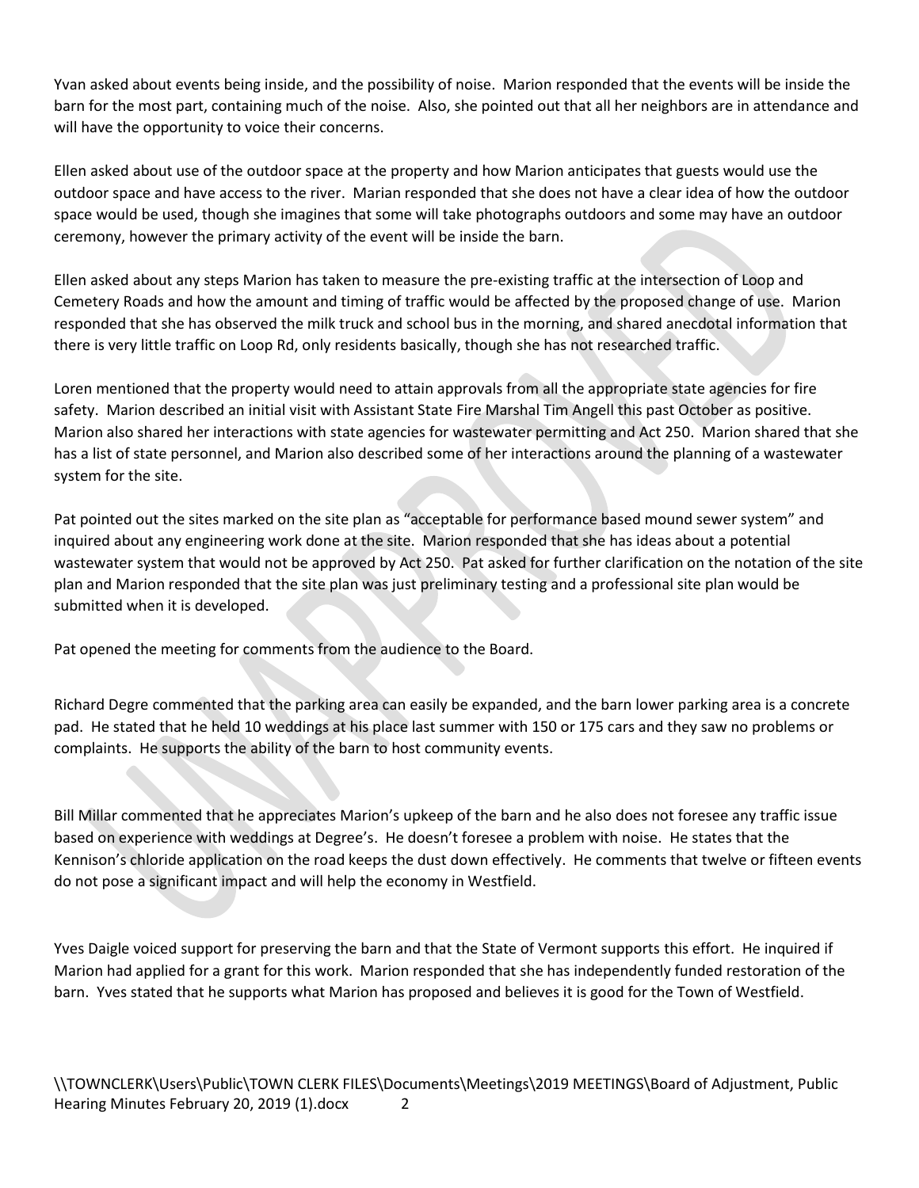Yvan asked about events being inside, and the possibility of noise. Marion responded that the events will be inside the barn for the most part, containing much of the noise. Also, she pointed out that all her neighbors are in attendance and will have the opportunity to voice their concerns.

Ellen asked about use of the outdoor space at the property and how Marion anticipates that guests would use the outdoor space and have access to the river. Marian responded that she does not have a clear idea of how the outdoor space would be used, though she imagines that some will take photographs outdoors and some may have an outdoor ceremony, however the primary activity of the event will be inside the barn.

Ellen asked about any steps Marion has taken to measure the pre-existing traffic at the intersection of Loop and Cemetery Roads and how the amount and timing of traffic would be affected by the proposed change of use. Marion responded that she has observed the milk truck and school bus in the morning, and shared anecdotal information that there is very little traffic on Loop Rd, only residents basically, though she has not researched traffic.

Loren mentioned that the property would need to attain approvals from all the appropriate state agencies for fire safety. Marion described an initial visit with Assistant State Fire Marshal Tim Angell this past October as positive. Marion also shared her interactions with state agencies for wastewater permitting and Act 250. Marion shared that she has a list of state personnel, and Marion also described some of her interactions around the planning of a wastewater system for the site.

Pat pointed out the sites marked on the site plan as "acceptable for performance based mound sewer system" and inquired about any engineering work done at the site. Marion responded that she has ideas about a potential wastewater system that would not be approved by Act 250. Pat asked for further clarification on the notation of the site plan and Marion responded that the site plan was just preliminary testing and a professional site plan would be submitted when it is developed.

Pat opened the meeting for comments from the audience to the Board.

Richard Degre commented that the parking area can easily be expanded, and the barn lower parking area is a concrete pad. He stated that he held 10 weddings at his place last summer with 150 or 175 cars and they saw no problems or complaints. He supports the ability of the barn to host community events.

Bill Millar commented that he appreciates Marion's upkeep of the barn and he also does not foresee any traffic issue based on experience with weddings at Degree's. He doesn't foresee a problem with noise. He states that the Kennison's chloride application on the road keeps the dust down effectively. He comments that twelve or fifteen events do not pose a significant impact and will help the economy in Westfield.

Yves Daigle voiced support for preserving the barn and that the State of Vermont supports this effort. He inquired if Marion had applied for a grant for this work. Marion responded that she has independently funded restoration of the barn. Yves stated that he supports what Marion has proposed and believes it is good for the Town of Westfield.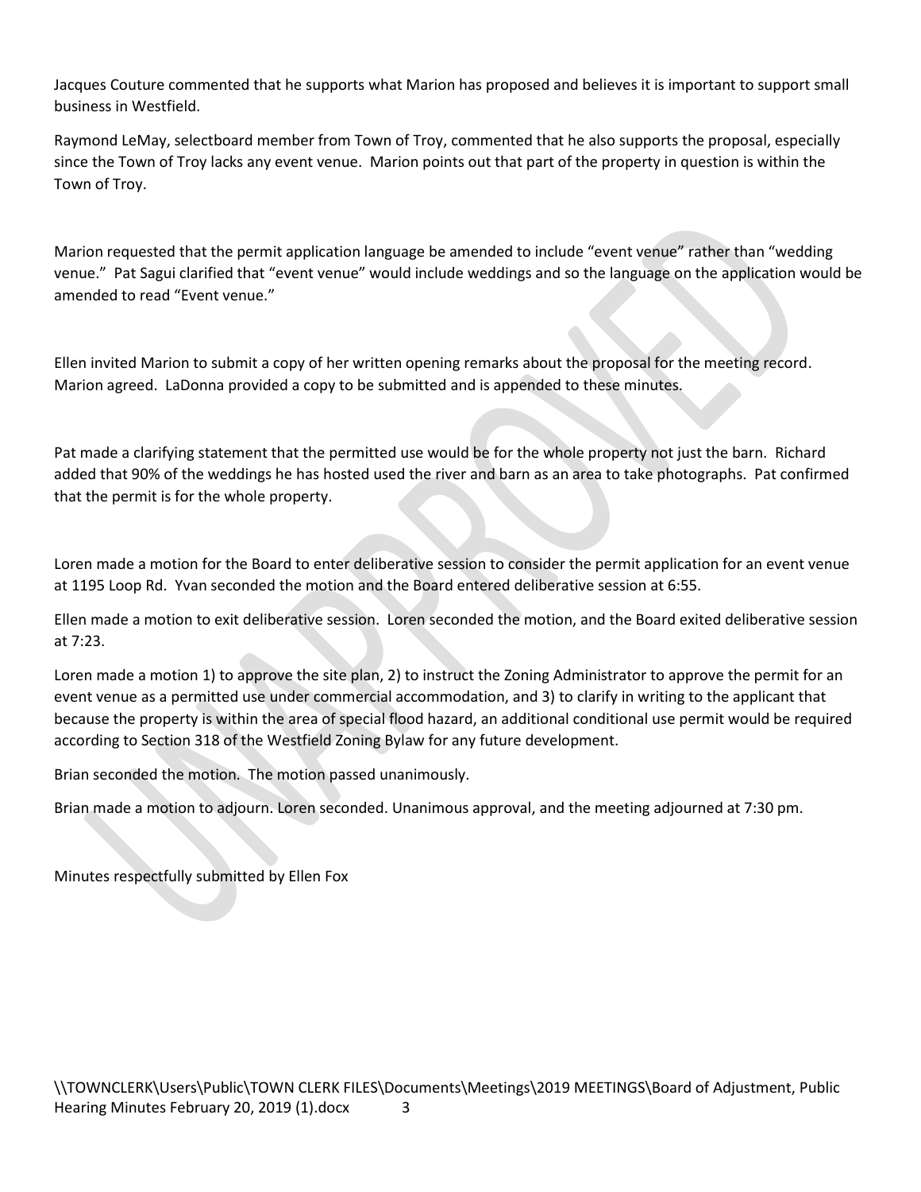Jacques Couture commented that he supports what Marion has proposed and believes it is important to support small business in Westfield.

Raymond LeMay, selectboard member from Town of Troy, commented that he also supports the proposal, especially since the Town of Troy lacks any event venue. Marion points out that part of the property in question is within the Town of Troy.

Marion requested that the permit application language be amended to include "event venue" rather than "wedding venue." Pat Sagui clarified that "event venue" would include weddings and so the language on the application would be amended to read "Event venue."

Ellen invited Marion to submit a copy of her written opening remarks about the proposal for the meeting record. Marion agreed. LaDonna provided a copy to be submitted and is appended to these minutes.

Pat made a clarifying statement that the permitted use would be for the whole property not just the barn. Richard added that 90% of the weddings he has hosted used the river and barn as an area to take photographs. Pat confirmed that the permit is for the whole property.

Loren made a motion for the Board to enter deliberative session to consider the permit application for an event venue at 1195 Loop Rd. Yvan seconded the motion and the Board entered deliberative session at 6:55.

Ellen made a motion to exit deliberative session. Loren seconded the motion, and the Board exited deliberative session at 7:23.

Loren made a motion 1) to approve the site plan, 2) to instruct the Zoning Administrator to approve the permit for an event venue as a permitted use under commercial accommodation, and 3) to clarify in writing to the applicant that because the property is within the area of special flood hazard, an additional conditional use permit would be required according to Section 318 of the Westfield Zoning Bylaw for any future development.

Brian seconded the motion. The motion passed unanimously.

Brian made a motion to adjourn. Loren seconded. Unanimous approval, and the meeting adjourned at 7:30 pm.

Minutes respectfully submitted by Ellen Fox

\\TOWNCLERK\Users\Public\TOWN CLERK FILES\Documents\Meetings\2019 MEETINGS\Board of Adjustment, Public Hearing Minutes February 20, 2019 (1).docx